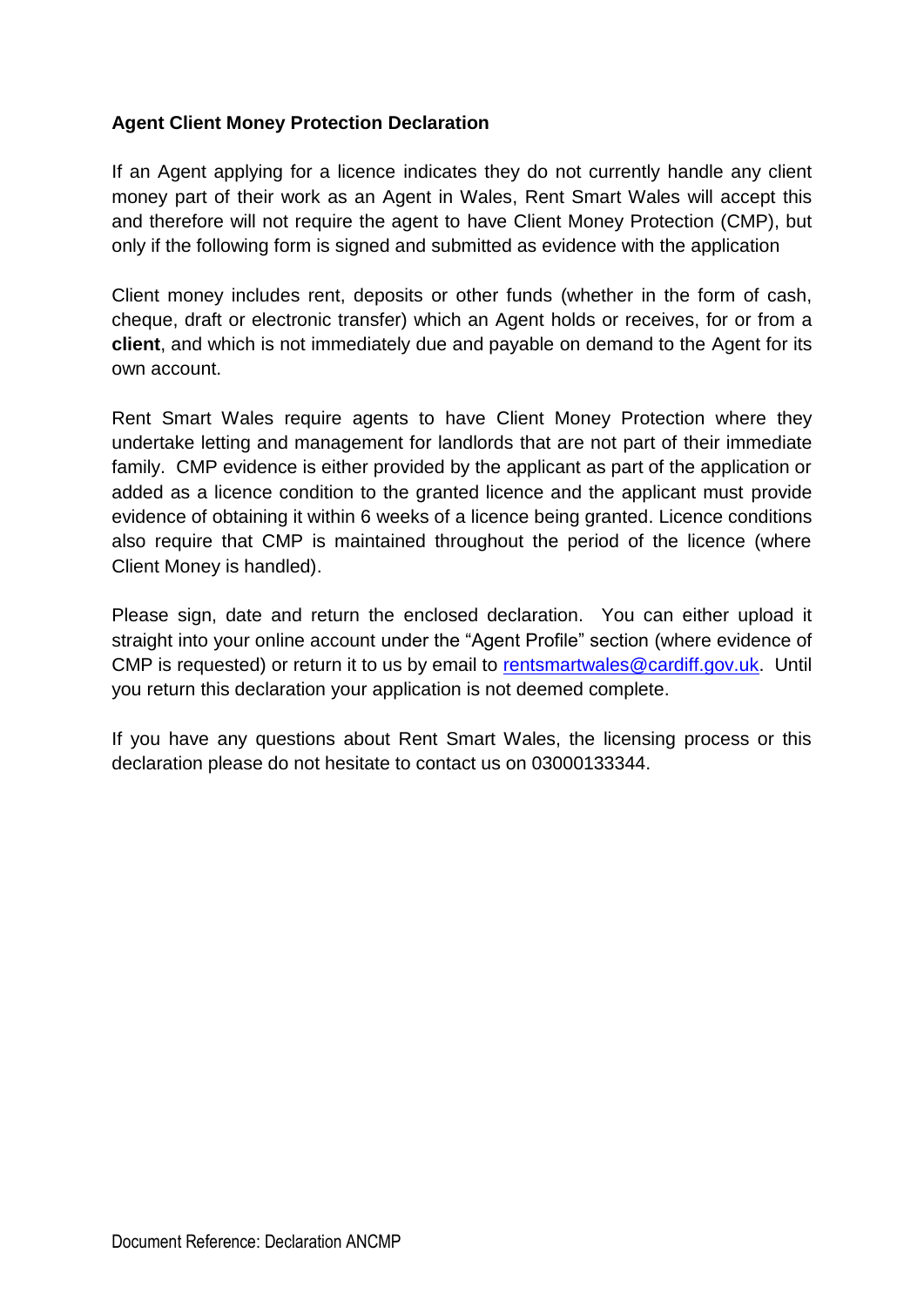**Agent Client Money Protection Declaration**

If an Agent applying for a licence indicates they do not currently handle any client money part of their work as an Agent in Wales, Rent Smart Wales will accept this and therefore will not require the agent to have Client Money Protection (CMP), but only if the following form is signed and submitted as evidence with the application

Client money includes rent, deposits or other funds (whether in the form of cash, cheque, draft or electronic transfer) which an Agent holds or receives, for or from a **client**, and which is not immediately due and payable on demand to the Agent for its own account.

Rent Smart Wales require agents to have Client Money Protection where they undertake letting and management for landlords that are not part of their immediate family. CMP evidence is either provided by the applicant as part of the application or added as a licence condition to the granted licence and the applicant must provide evidence of obtaining it within 6 weeks of a licence being granted. Licence conditions also require that CMP is maintained throughout the period of the licence (where Client Money is handled).

Please sign, date and return the enclosed declaration. You can either upload it straight into your online account under the "Agent Profile" section (where evidence of CMP is requested) or return it to us by email to rentsmartwales@cardiff.gov.uk. Until you return this declaration your application is not deemed complete.

If you have any questions about Rent Smart Wales, the licensing process or this declaration please do not hesitate to contact us on 03000133344.

Document Reference: Declaration ANCMP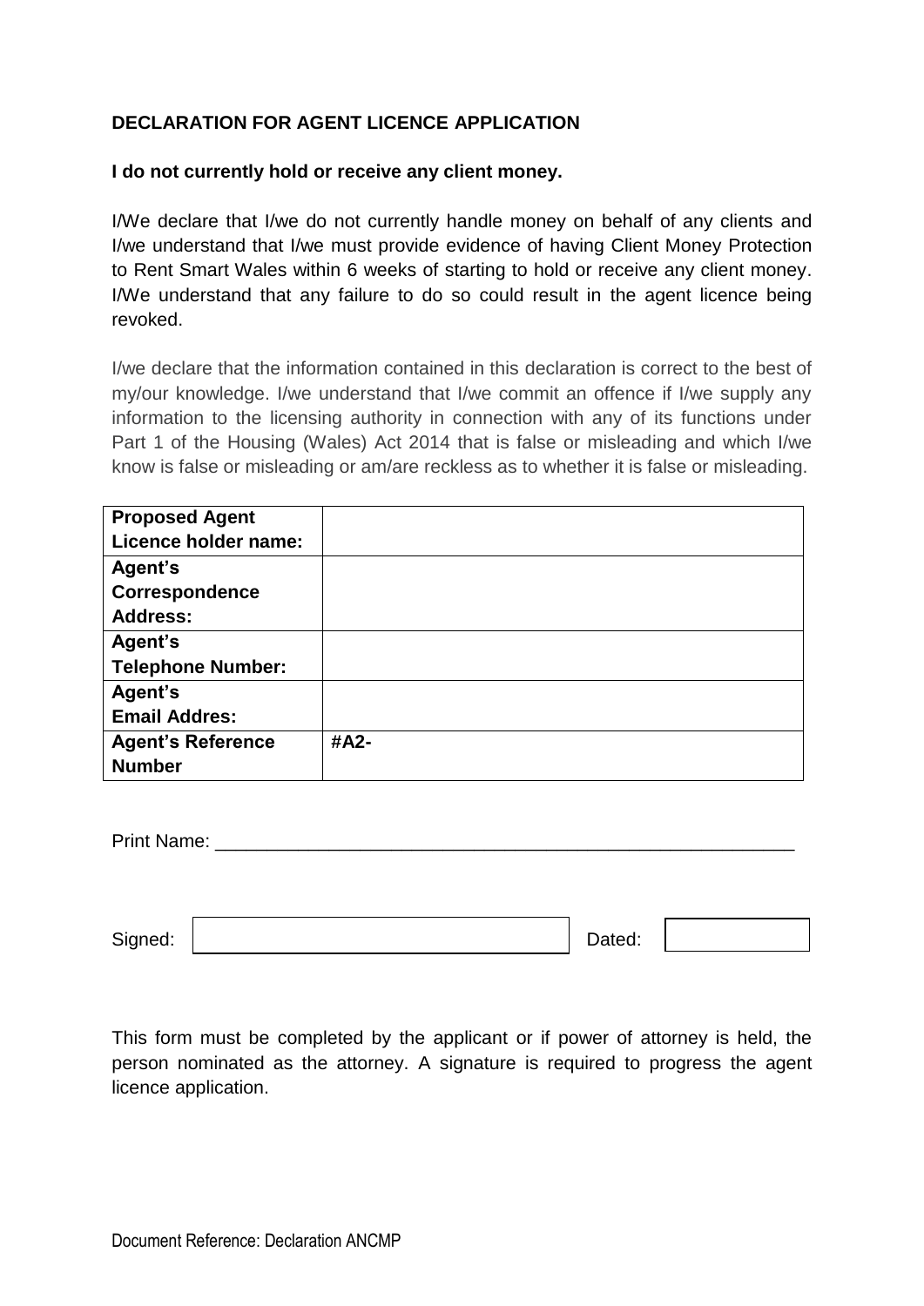**DECLARATION FOR AGENT LICENCE APPLICATION**

**I do not currently hold or receive any client money.**

I/We declare that I/we do not currently handle money on behalf of any clients and I/we understand that I/we must provide evidence of having Client Money Protection to Rent Smart Wales within 6 weeks of starting to hold or receive any client money. I/We understand that any failure to do so could result in the agent licence being revoked.

I/we declare that the information contained in this declaration is correct to the best of my/our knowledge. I/we understand that I/we commit an offence if I/we supply any information to the licensing authority in connection with any of its functions under Part 1 of the Housing (Wales) Act 2014 that is false or misleading and which I/we know is false or misleading or am/are reckless as to whether it is false or misleading.

| | |
|---|---|
| **Proposed Agent Licence holder name:** | |
| **Agent's Correspondence Address:** | |
| **Agent's Telephone Number:** | |
| **Agent's Email Addres:** | |
| **Agent's Reference Number** | **#A2-** |

Print Name: ____________________________________________________________

Signed: | Dated:

This form must be completed by the applicant or if power of attorney is held, the person nominated as the attorney. A signature is required to progress the agent licence application.

Document Reference: Declaration ANCMP